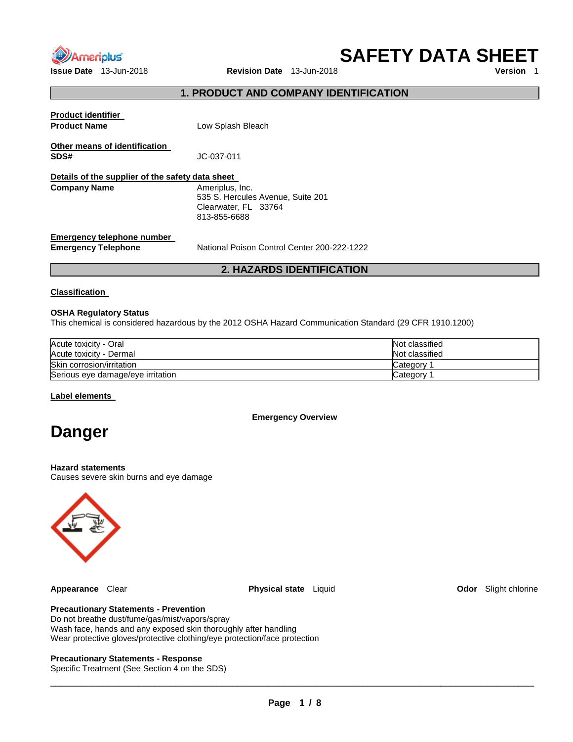# SAFETY DATA SHEET

**Issue Date** 13-Jun-2018 **Revision Date** 13-Jun-2018 **Version** 1

## 1. PRODUCT AND COMPANY IDENTIFICATION

**Product identifier**

**Product Name** Low Splash Bleach

**Other means of identification**

**SDS#** JC-037-011

**Details of the supplier of the safety data sheet**

**Company Name** Ameriplus, Inc.
535 S. Hercules Avenue, Suite 201
Clearwater, FL 33764
813-855-6688

**Emergency telephone number**

**Emergency Telephone** National Poison Control Center 200-222-1222

## 2. HAZARDS IDENTIFICATION

**Classification**

**OSHA Regulatory Status**

This chemical is considered hazardous by the 2012 OSHA Hazard Communication Standard (29 CFR 1910.1200)

| | |
|---|---|
| Acute toxicity - Oral | Not classified |
| Acute toxicity - Dermal | Not classified |
| Skin corrosion/irritation | Category 1 |
| Serious eye damage/eye irritation | Category 1 |

**Label elements**

**Emergency Overview**

# Danger

**Hazard statements**

Causes severe skin burns and eye damage

**Appearance** Clear **Physical state** Liquid **Odor** Slight chlorine

**Precautionary Statements - Prevention**

Do not breathe dust/fume/gas/mist/vapors/spray
Wash face, hands and any exposed skin thoroughly after handling
Wear protective gloves/protective clothing/eye protection/face protection

**Precautionary Statements - Response**

Specific Treatment (See Section 4 on the SDS)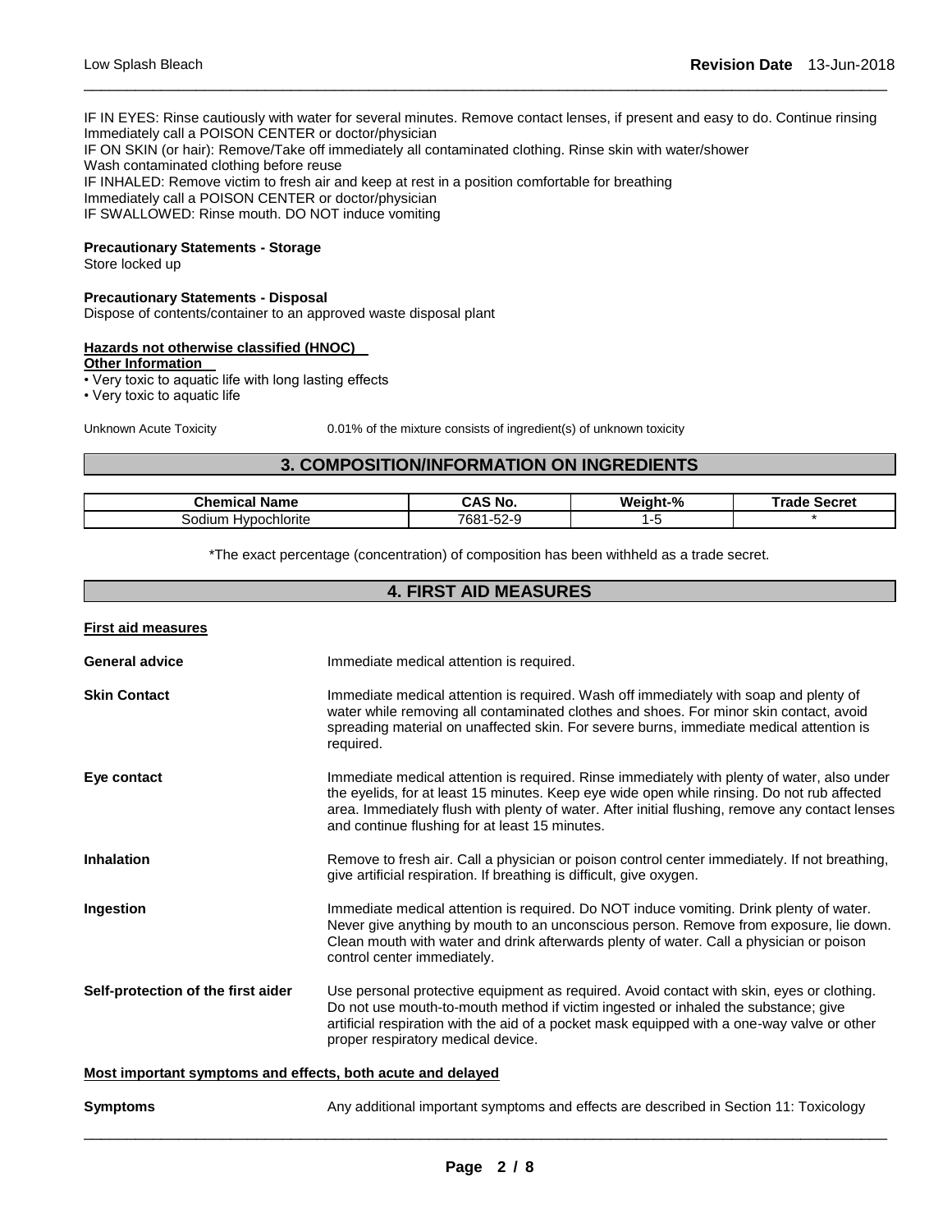IF IN EYES: Rinse cautiously with water for several minutes. Remove contact lenses, if present and easy to do. Continue rinsing
Immediately call a POISON CENTER or doctor/physician
IF ON SKIN (or hair): Remove/Take off immediately all contaminated clothing. Rinse skin with water/shower
Wash contaminated clothing before reuse
IF INHALED: Remove victim to fresh air and keep at rest in a position comfortable for breathing
Immediately call a POISON CENTER or doctor/physician
IF SWALLOWED: Rinse mouth. DO NOT induce vomiting

**Precautionary Statements - Storage**
Store locked up

**Precautionary Statements - Disposal**
Dispose of contents/container to an approved waste disposal plant

**Hazards not otherwise classified (HNOC)**
**Other Information**

- Very toxic to aquatic life with long lasting effects
- Very toxic to aquatic life

Unknown Acute Toxicity    0.01% of the mixture consists of ingredient(s) of unknown toxicity

## 3. COMPOSITION/INFORMATION ON INGREDIENTS

| Chemical Name | CAS No. | Weight-% | Trade Secret |
|---|---|---|---|
| Sodium Hypochlorite | 7681-52-9 | 1-5 | * |

*The exact percentage (concentration) of composition has been withheld as a trade secret.

## 4. FIRST AID MEASURES

**First aid measures**

**General advice**
Immediate medical attention is required.

**Skin Contact**
Immediate medical attention is required. Wash off immediately with soap and plenty of water while removing all contaminated clothes and shoes. For minor skin contact, avoid spreading material on unaffected skin. For severe burns, immediate medical attention is required.

**Eye contact**
Immediate medical attention is required. Rinse immediately with plenty of water, also under the eyelids, for at least 15 minutes. Keep eye wide open while rinsing. Do not rub affected area. Immediately flush with plenty of water. After initial flushing, remove any contact lenses and continue flushing for at least 15 minutes.

**Inhalation**
Remove to fresh air. Call a physician or poison control center immediately. If not breathing, give artificial respiration. If breathing is difficult, give oxygen.

**Ingestion**
Immediate medical attention is required. Do NOT induce vomiting. Drink plenty of water. Never give anything by mouth to an unconscious person. Remove from exposure, lie down. Clean mouth with water and drink afterwards plenty of water. Call a physician or poison control center immediately.

**Self-protection of the first aider**
Use personal protective equipment as required. Avoid contact with skin, eyes or clothing. Do not use mouth-to-mouth method if victim ingested or inhaled the substance; give artificial respiration with the aid of a pocket mask equipped with a one-way valve or other proper respiratory medical device.

**Most important symptoms and effects, both acute and delayed**

**Symptoms**
Any additional important symptoms and effects are described in Section 11: Toxicology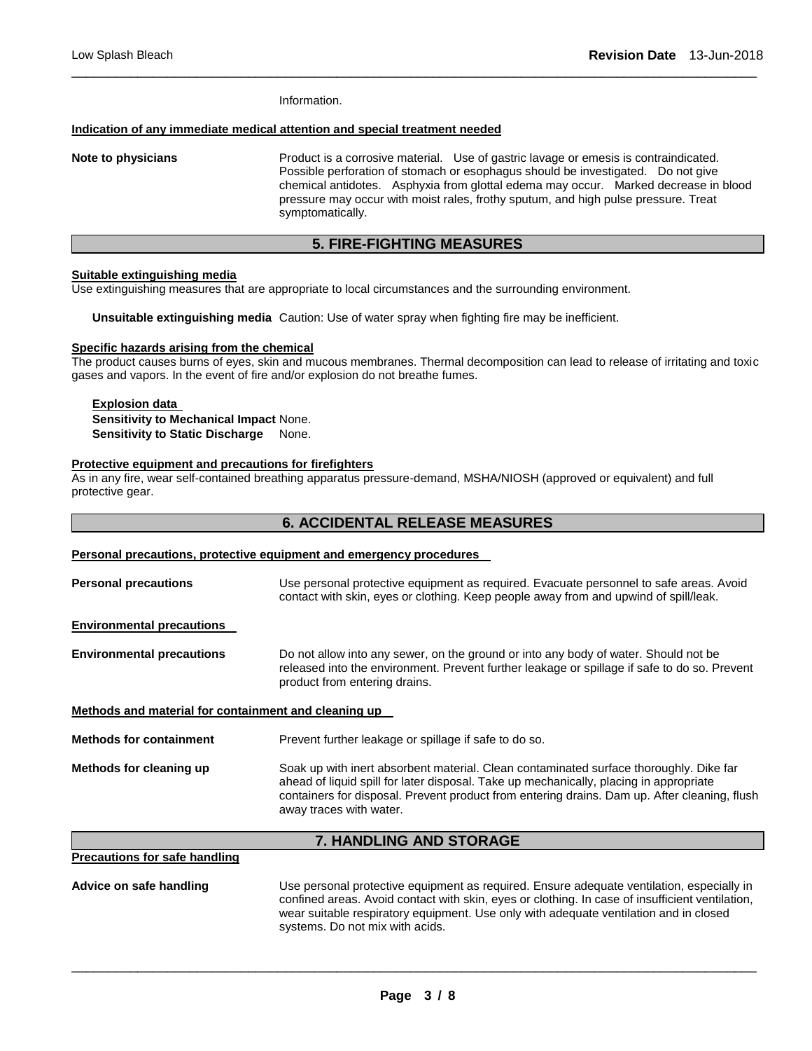Information.

**Indication of any immediate medical attention and special treatment needed**

**Note to physicians** Product is a corrosive material. Use of gastric lavage or emesis is contraindicated. Possible perforation of stomach or esophagus should be investigated. Do not give chemical antidotes. Asphyxia from glottal edema may occur. Marked decrease in blood pressure may occur with moist rales, frothy sputum, and high pulse pressure. Treat symptomatically.

## 5. FIRE-FIGHTING MEASURES

**Suitable extinguishing media**

Use extinguishing measures that are appropriate to local circumstances and the surrounding environment.

**Unsuitable extinguishing media** Caution: Use of water spray when fighting fire may be inefficient.

**Specific hazards arising from the chemical**

The product causes burns of eyes, skin and mucous membranes. Thermal decomposition can lead to release of irritating and toxic gases and vapors. In the event of fire and/or explosion do not breathe fumes.

**Explosion data**

**Sensitivity to Mechanical Impact** None.

**Sensitivity to Static Discharge** None.

**Protective equipment and precautions for firefighters**

As in any fire, wear self-contained breathing apparatus pressure-demand, MSHA/NIOSH (approved or equivalent) and full protective gear.

## 6. ACCIDENTAL RELEASE MEASURES

**Personal precautions, protective equipment and emergency procedures**

**Personal precautions** Use personal protective equipment as required. Evacuate personnel to safe areas. Avoid contact with skin, eyes or clothing. Keep people away from and upwind of spill/leak.

**Environmental precautions**

**Environmental precautions** Do not allow into any sewer, on the ground or into any body of water. Should not be released into the environment. Prevent further leakage or spillage if safe to do so. Prevent product from entering drains.

**Methods and material for containment and cleaning up**

**Methods for containment** Prevent further leakage or spillage if safe to do so.

**Methods for cleaning up** Soak up with inert absorbent material. Clean contaminated surface thoroughly. Dike far ahead of liquid spill for later disposal. Take up mechanically, placing in appropriate containers for disposal. Prevent product from entering drains. Dam up. After cleaning, flush away traces with water.

## 7. HANDLING AND STORAGE

**Precautions for safe handling**

**Advice on safe handling** Use personal protective equipment as required. Ensure adequate ventilation, especially in confined areas. Avoid contact with skin, eyes or clothing. In case of insufficient ventilation, wear suitable respiratory equipment. Use only with adequate ventilation and in closed systems. Do not mix with acids.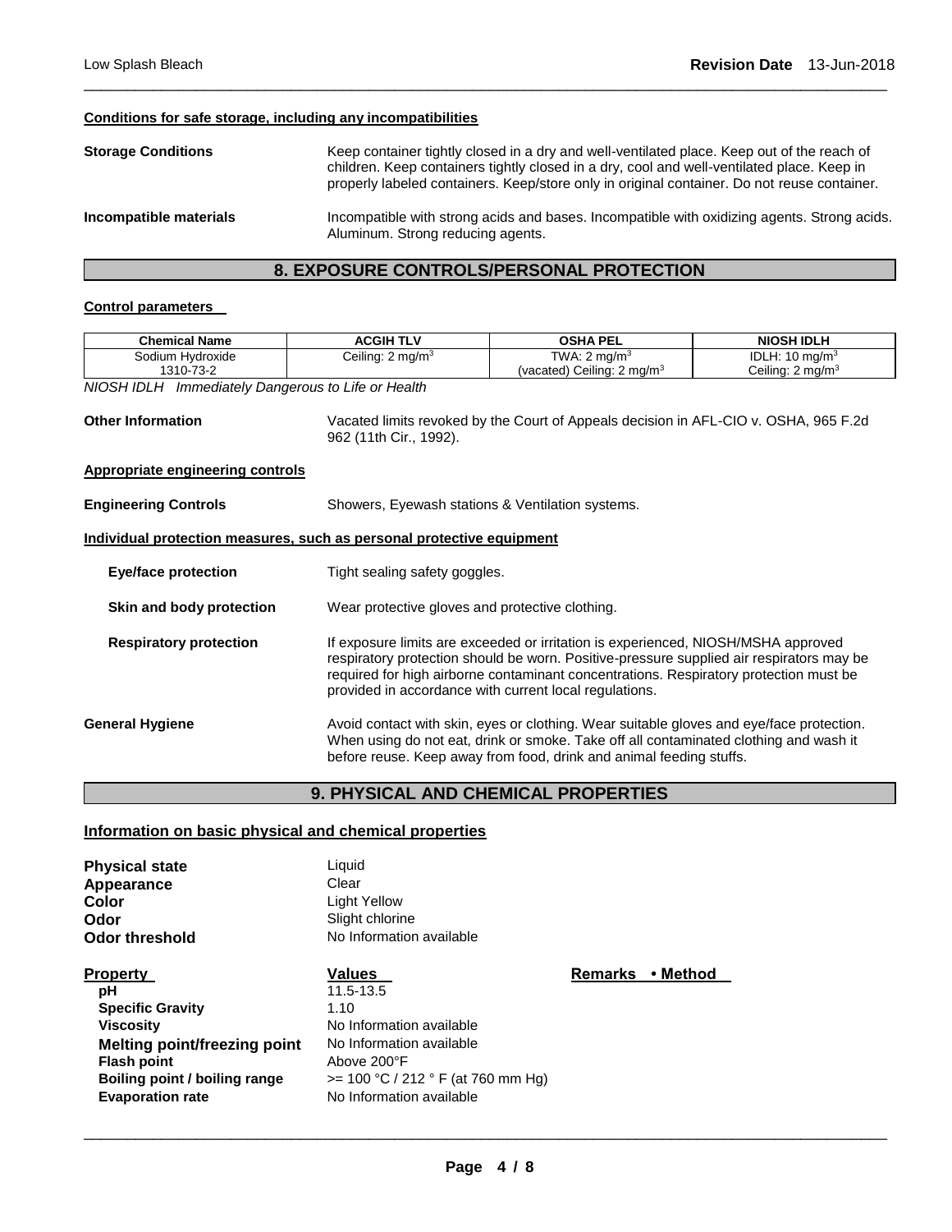#### Conditions for safe storage, including any incompatibilities

**Storage Conditions** Keep container tightly closed in a dry and well-ventilated place. Keep out of the reach of children. Keep containers tightly closed in a dry, cool and well-ventilated place. Keep in properly labeled containers. Keep/store only in original container. Do not reuse container.

**Incompatible materials** Incompatible with strong acids and bases. Incompatible with oxidizing agents. Strong acids. Aluminum. Strong reducing agents.

## 8. EXPOSURE CONTROLS/PERSONAL PROTECTION

#### Control parameters

| Chemical Name | ACGIH TLV | OSHA PEL | NIOSH IDLH |
|---|---|---|---|
| Sodium Hydroxide 1310-73-2 | Ceiling: 2 $mg/m^3$ | TWA: 2 $mg/m^3$ (vacated) Ceiling: 2 $mg/m^3$ | IDLH: 10 $mg/m^3$ Ceiling: 2 $mg/m^3$ |

*NIOSH IDLH Immediately Dangerous to Life or Health*

**Other Information** Vacated limits revoked by the Court of Appeals decision in AFL-CIO v. OSHA, 965 F.2d 962 (11th Cir., 1992).

#### Appropriate engineering controls

**Engineering Controls** Showers, Eyewash stations & Ventilation systems.

#### Individual protection measures, such as personal protective equipment

**Eye/face protection** Tight sealing safety goggles.

**Skin and body protection** Wear protective gloves and protective clothing.

**Respiratory protection** If exposure limits are exceeded or irritation is experienced, NIOSH/MSHA approved respiratory protection should be worn. Positive-pressure supplied air respirators may be required for high airborne contaminant concentrations. Respiratory protection must be provided in accordance with current local regulations.

**General Hygiene** Avoid contact with skin, eyes or clothing. Wear suitable gloves and eye/face protection. When using do not eat, drink or smoke. Take off all contaminated clothing and wash it before reuse. Keep away from food, drink and animal feeding stuffs.

## 9. PHYSICAL AND CHEMICAL PROPERTIES

#### Information on basic physical and chemical properties

**Physical state** Liquid
**Appearance** Clear
**Color** Light Yellow
**Odor** Slight chlorine
**Odor threshold** No Information available

| Property | Values | Remarks • Method |
|---|---|---|
| pH | 11.5-13.5 | |
| Specific Gravity | 1.10 | |
| Viscosity | No Information available | |
| Melting point/freezing point | No Information available | |
| Flash point | Above 200°F | |
| Boiling point / boiling range | >= 100 °C / 212 ° F (at 760 mm Hg) | |
| Evaporation rate | No Information available | |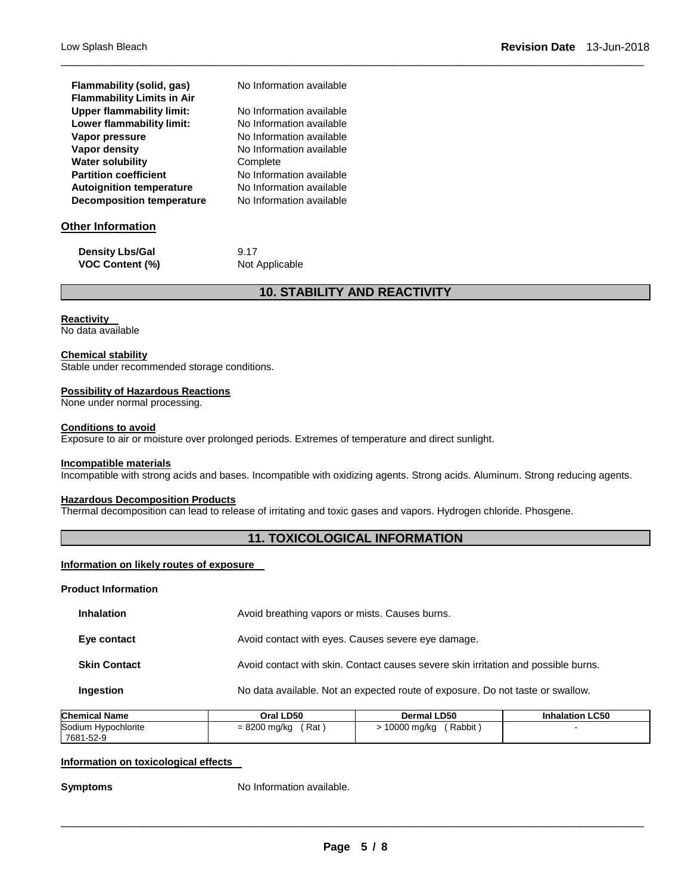| | |
|---|---|
| **Flammability (solid, gas)** | No Information available |
| **Flammability Limits in Air** | |
| **Upper flammability limit:** | No Information available |
| **Lower flammability limit:** | No Information available |
| **Vapor pressure** | No Information available |
| **Vapor density** | No Information available |
| **Water solubility** | Complete |
| **Partition coefficient** | No Information available |
| **Autoignition temperature** | No Information available |
| **Decomposition temperature** | No Information available |

**Other Information**

| | |
|---|---|
| **Density Lbs/Gal** | 9.17 |
| **VOC Content (%)** | Not Applicable |

## 10. STABILITY AND REACTIVITY

**Reactivity**
No data available

**Chemical stability**
Stable under recommended storage conditions.

**Possibility of Hazardous Reactions**
None under normal processing.

**Conditions to avoid**
Exposure to air or moisture over prolonged periods. Extremes of temperature and direct sunlight.

**Incompatible materials**
Incompatible with strong acids and bases. Incompatible with oxidizing agents. Strong acids. Aluminum. Strong reducing agents.

**Hazardous Decomposition Products**
Thermal decomposition can lead to release of irritating and toxic gases and vapors. Hydrogen chloride. Phosgene.

## 11. TOXICOLOGICAL INFORMATION

**Information on likely routes of exposure**

**Product Information**

| | |
|---|---|
| **Inhalation** | Avoid breathing vapors or mists. Causes burns. |
| **Eye contact** | Avoid contact with eyes. Causes severe eye damage. |
| **Skin Contact** | Avoid contact with skin. Contact causes severe skin irritation and possible burns. |
| **Ingestion** | No data available. Not an expected route of exposure. Do not taste or swallow. |

| Chemical Name | Oral LD50 | Dermal LD50 | Inhalation LC50 |
|---|---|---|---|
| Sodium Hypochlorite<br>7681-52-9 | = 8200 mg/kg ( Rat ) | > 10000 mg/kg ( Rabbit ) | - |

**Information on toxicological effects**

**Symptoms** No Information available.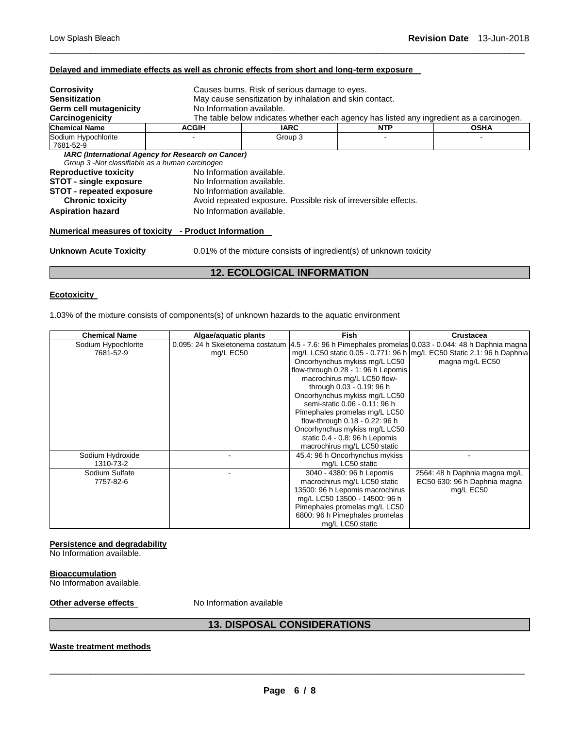#### Delayed and immediate effects as well as chronic effects from short and long-term exposure

**Corrosivity** Causes burns. Risk of serious damage to eyes.
**Sensitization** May cause sensitization by inhalation and skin contact.
**Germ cell mutagenicity** No Information available.
**Carcinogenicity** The table below indicates whether each agency has listed any ingredient as a carcinogen.

| Chemical Name | ACGIH | IARC | NTP | OSHA |
|---|---|---|---|---|
| Sodium Hypochlorite 7681-52-9 | - | Group 3 | - | - |

***IARC (International Agency for Research on Cancer)***
*Group 3 -Not classifiable as a human carcinogen*

**Reproductive toxicity** No Information available.
**STOT - single exposure** No Information available.
**STOT - repeated exposure** No Information available.
**Chronic toxicity** Avoid repeated exposure. Possible risk of irreversible effects.
**Aspiration hazard** No Information available.

#### Numerical measures of toxicity - Product Information

**Unknown Acute Toxicity** 0.01% of the mixture consists of ingredient(s) of unknown toxicity

## 12. ECOLOGICAL INFORMATION

#### Ecotoxicity

1.03% of the mixture consists of components(s) of unknown hazards to the aquatic environment

| Chemical Name | Algae/aquatic plants | Fish | Crustacea |
|---|---|---|---|
| Sodium Hypochlorite 7681-52-9 | 0.095: 24 h Skeletonema costatum mg/L EC50 | 4.5 - 7.6: 96 h Pimephales promelas mg/L LC50 static 0.05 - 0.771: 96 h Oncorhynchus mykiss mg/L LC50 flow-through 0.28 - 1: 96 h Lepomis macrochirus mg/L LC50 flow-through 0.03 - 0.19: 96 h Oncorhynchus mykiss mg/L LC50 semi-static 0.06 - 0.11: 96 h Pimephales promelas mg/L LC50 flow-through 0.18 - 0.22: 96 h Oncorhynchus mykiss mg/L LC50 static 0.4 - 0.8: 96 h Lepomis macrochirus mg/L LC50 static | 0.033 - 0.044: 48 h Daphnia magna mg/L EC50 Static 2.1: 96 h Daphnia magna mg/L EC50 |
| Sodium Hydroxide 1310-73-2 | - | 45.4: 96 h Oncorhynchus mykiss mg/L LC50 static | - |
| Sodium Sulfate 7757-82-6 | - | 3040 - 4380: 96 h Lepomis macrochirus mg/L LC50 static 13500: 96 h Lepomis macrochirus mg/L LC50 13500 - 14500: 96 h Pimephales promelas mg/L LC50 6800: 96 h Pimephales promelas mg/L LC50 static | 2564: 48 h Daphnia magna mg/L EC50 630: 96 h Daphnia magna mg/L EC50 |

#### Persistence and degradability
No Information available.

#### Bioaccumulation
No Information available.

**Other adverse effects** No Information available

## 13. DISPOSAL CONSIDERATIONS

#### Waste treatment methods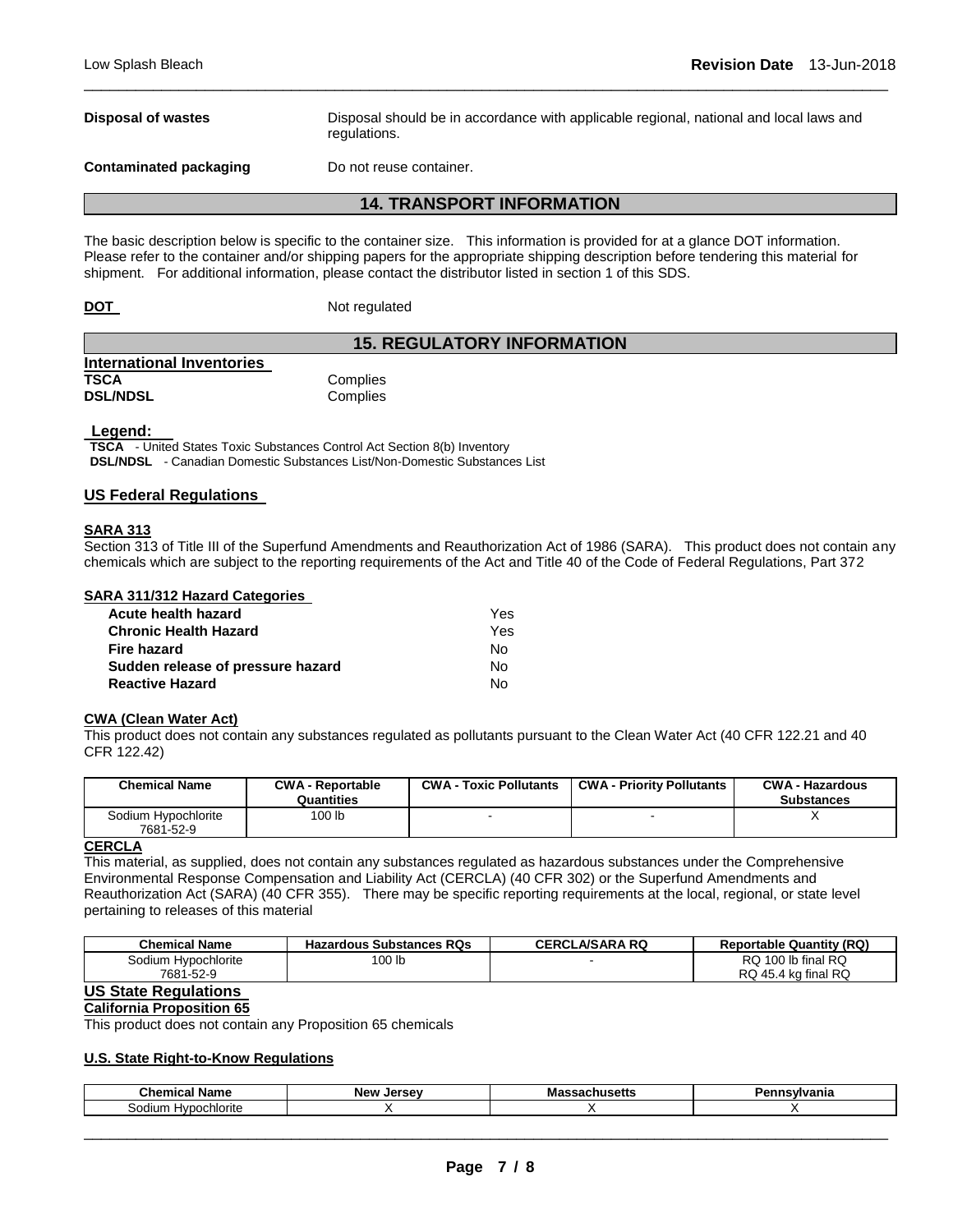**Disposal of wastes** Disposal should be in accordance with applicable regional, national and local laws and regulations.

**Contaminated packaging** Do not reuse container.

## 14. TRANSPORT INFORMATION

The basic description below is specific to the container size. This information is provided for at a glance DOT information. Please refer to the container and/or shipping papers for the appropriate shipping description before tendering this material for shipment. For additional information, please contact the distributor listed in section 1 of this SDS.

**DOT** Not regulated

## 15. REGULATORY INFORMATION

**International Inventories**

| | |
|---|---|
| **TSCA** | Complies |
| **DSL/NDSL** | Complies |

**Legend:**

**TSCA** - United States Toxic Substances Control Act Section 8(b) Inventory
**DSL/NDSL** - Canadian Domestic Substances List/Non-Domestic Substances List

### US Federal Regulations

**SARA 313**

Section 313 of Title III of the Superfund Amendments and Reauthorization Act of 1986 (SARA). This product does not contain any chemicals which are subject to the reporting requirements of the Act and Title 40 of the Code of Federal Regulations, Part 372

**SARA 311/312 Hazard Categories**

| | |
|---|---|
| **Acute health hazard** | Yes |
| **Chronic Health Hazard** | Yes |
| **Fire hazard** | No |
| **Sudden release of pressure hazard** | No |
| **Reactive Hazard** | No |

**CWA (Clean Water Act)**

This product does not contain any substances regulated as pollutants pursuant to the Clean Water Act (40 CFR 122.21 and 40 CFR 122.42)

| Chemical Name | CWA - Reportable Quantities | CWA - Toxic Pollutants | CWA - Priority Pollutants | CWA - Hazardous Substances |
|---|---|---|---|---|
| Sodium Hypochlorite 7681-52-9 | 100 lb | - | - | X |

**CERCLA**

This material, as supplied, does not contain any substances regulated as hazardous substances under the Comprehensive Environmental Response Compensation and Liability Act (CERCLA) (40 CFR 302) or the Superfund Amendments and Reauthorization Act (SARA) (40 CFR 355). There may be specific reporting requirements at the local, regional, or state level pertaining to releases of this material

| Chemical Name | Hazardous Substances RQs | CERCLA/SARA RQ | Reportable Quantity (RQ) |
|---|---|---|---|
| Sodium Hypochlorite 7681-52-9 | 100 lb | - | RQ 100 lb final RQ RQ 45.4 kg final RQ |

### US State Regulations

**California Proposition 65**

This product does not contain any Proposition 65 chemicals

**U.S. State Right-to-Know Regulations**

| Chemical Name | New Jersey | Massachusetts | Pennsylvania |
|---|---|---|---|
| Sodium Hypochlorite | X | X | X |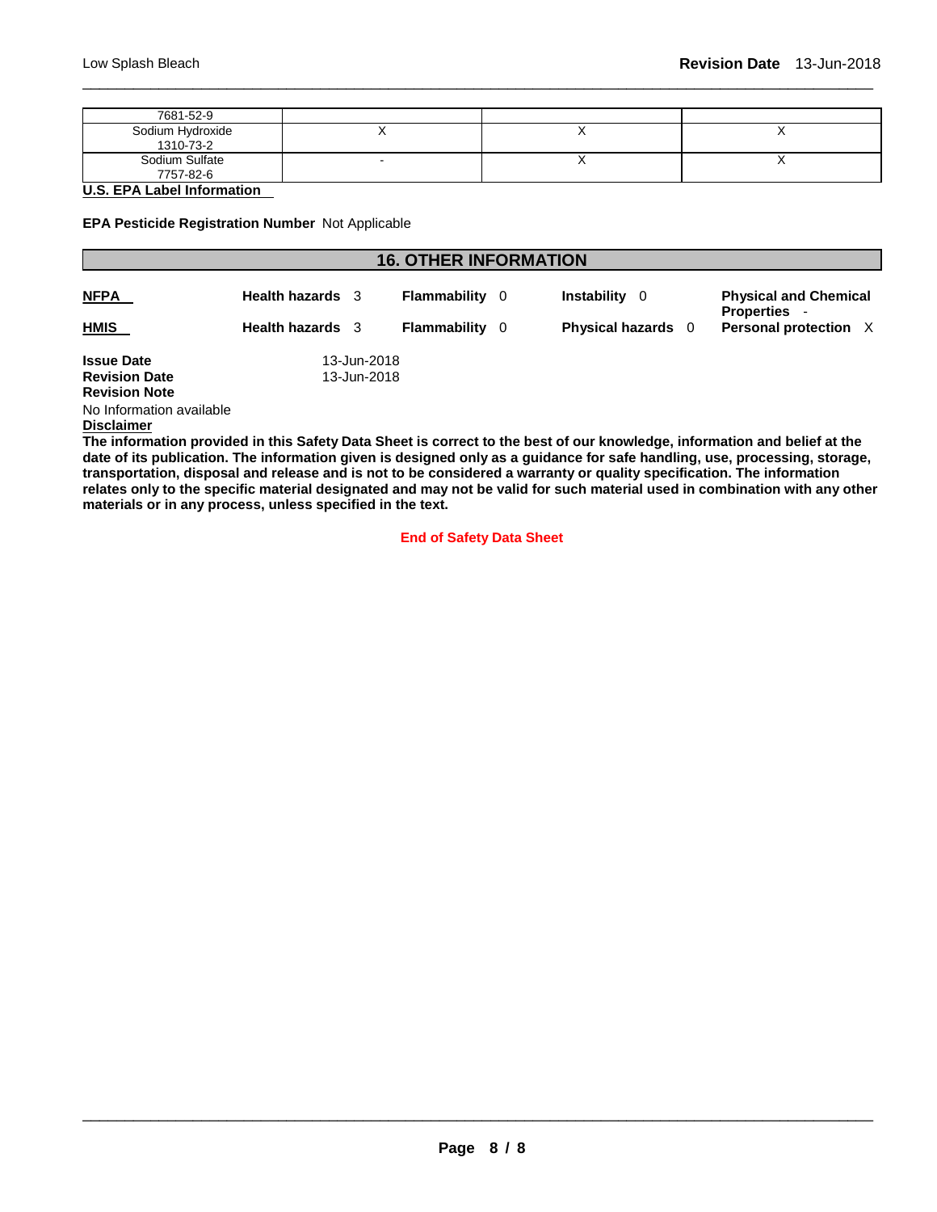| | | | |
|---|---|---|---|
| 7681-52-9 | | | |
| Sodium Hydroxide<br>1310-73-2 | X | X | X |
| Sodium Sulfate<br>7757-82-6 | - | X | X |

**U.S. EPA Label Information**

**EPA Pesticide Registration Number** Not Applicable

## 16. OTHER INFORMATION

| | | | | |
|---|---|---|---|---|
| **NFPA** | **Health hazards** 3 | **Flammability** 0 | **Instability** 0 | **Physical and Chemical Properties** - |
| **HMIS** | **Health hazards** 3 | **Flammability** 0 | **Physical hazards** 0 | **Personal protection** X |

**Issue Date** 13-Jun-2018
**Revision Date** 13-Jun-2018
**Revision Note**
No Information available

**Disclaimer**

**The information provided in this Safety Data Sheet is correct to the best of our knowledge, information and belief at the date of its publication. The information given is designed only as a guidance for safe handling, use, processing, storage, transportation, disposal and release and is not to be considered a warranty or quality specification. The information relates only to the specific material designated and may not be valid for such material used in combination with any other materials or in any process, unless specified in the text.**

**End of Safety Data Sheet**